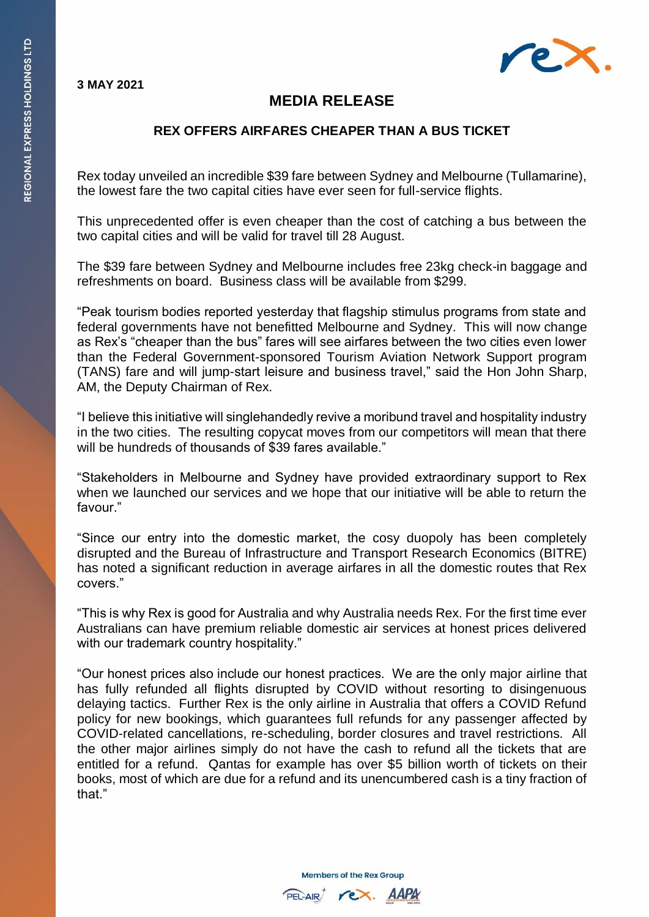**3 MAY 2021**

# MEDIA RELEASE

## REX OFFERS AIRFARES CHEAPER THAN A BUS TICKET

Rex today unveiled an incredible $39 fare between Sydney and Melbourne (Tullamarine), the lowest fare the two capital cities have ever seen for full-service flights.

This unprecedented offer is even cheaper than the cost of catching a bus between the two capital cities and will be valid for travel till 28 August.

The $39 fare between Sydney and Melbourne includes free 23kg check-in baggage and refreshments on board. Business class will be available from $299.

"Peak tourism bodies reported yesterday that flagship stimulus programs from state and federal governments have not benefitted Melbourne and Sydney. This will now change as Rex's "cheaper than the bus" fares will see airfares between the two cities even lower than the Federal Government-sponsored Tourism Aviation Network Support program (TANS) fare and will jump-start leisure and business travel," said the Hon John Sharp, AM, the Deputy Chairman of Rex.

"I believe this initiative will singlehandedly revive a moribund travel and hospitality industry in the two cities. The resulting copycat moves from our competitors will mean that there will be hundreds of thousands of $39 fares available."

"Stakeholders in Melbourne and Sydney have provided extraordinary support to Rex when we launched our services and we hope that our initiative will be able to return the favour."

"Since our entry into the domestic market, the cosy duopoly has been completely disrupted and the Bureau of Infrastructure and Transport Research Economics (BITRE) has noted a significant reduction in average airfares in all the domestic routes that Rex covers."

"This is why Rex is good for Australia and why Australia needs Rex. For the first time ever Australians can have premium reliable domestic air services at honest prices delivered with our trademark country hospitality."

"Our honest prices also include our honest practices. We are the only major airline that has fully refunded all flights disrupted by COVID without resorting to disingenuous delaying tactics. Further Rex is the only airline in Australia that offers a COVID Refund policy for new bookings, which guarantees full refunds for any passenger affected by COVID-related cancellations, re-scheduling, border closures and travel restrictions. All the other major airlines simply do not have the cash to refund all the tickets that are entitled for a refund. Qantas for example has over $5 billion worth of tickets on their books, most of which are due for a refund and its unencumbered cash is a tiny fraction of that."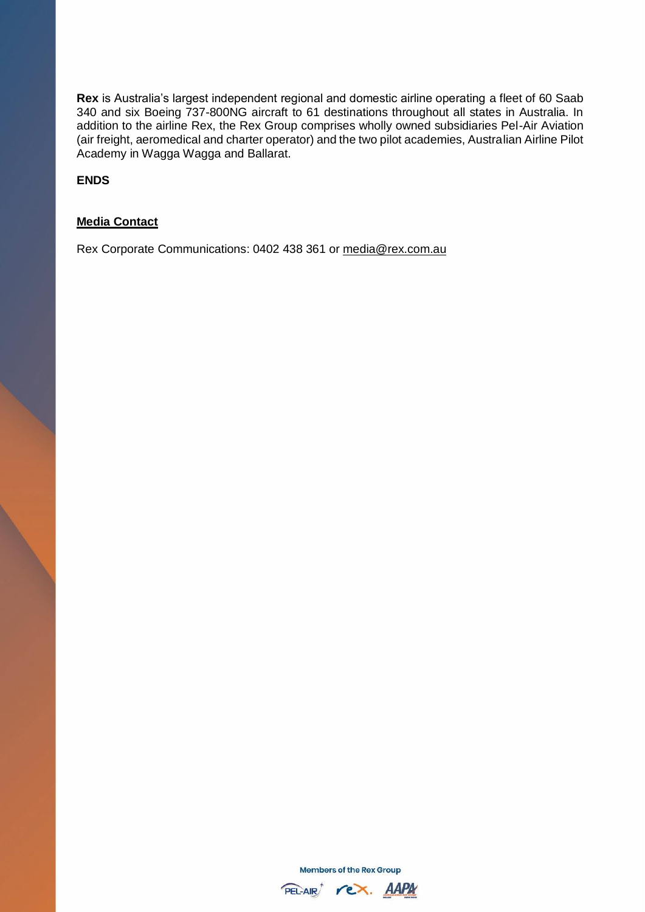**Rex** is Australia's largest independent regional and domestic airline operating a fleet of 60 Saab 340 and six Boeing 737-800NG aircraft to 61 destinations throughout all states in Australia. In addition to the airline Rex, the Rex Group comprises wholly owned subsidiaries Pel-Air Aviation (air freight, aeromedical and charter operator) and the two pilot academies, Australian Airline Pilot Academy in Wagga Wagga and Ballarat.

**ENDS**

**Media Contact**

Rex Corporate Communications: 0402 438 361 or media@rex.com.au

Members of the Rex Group